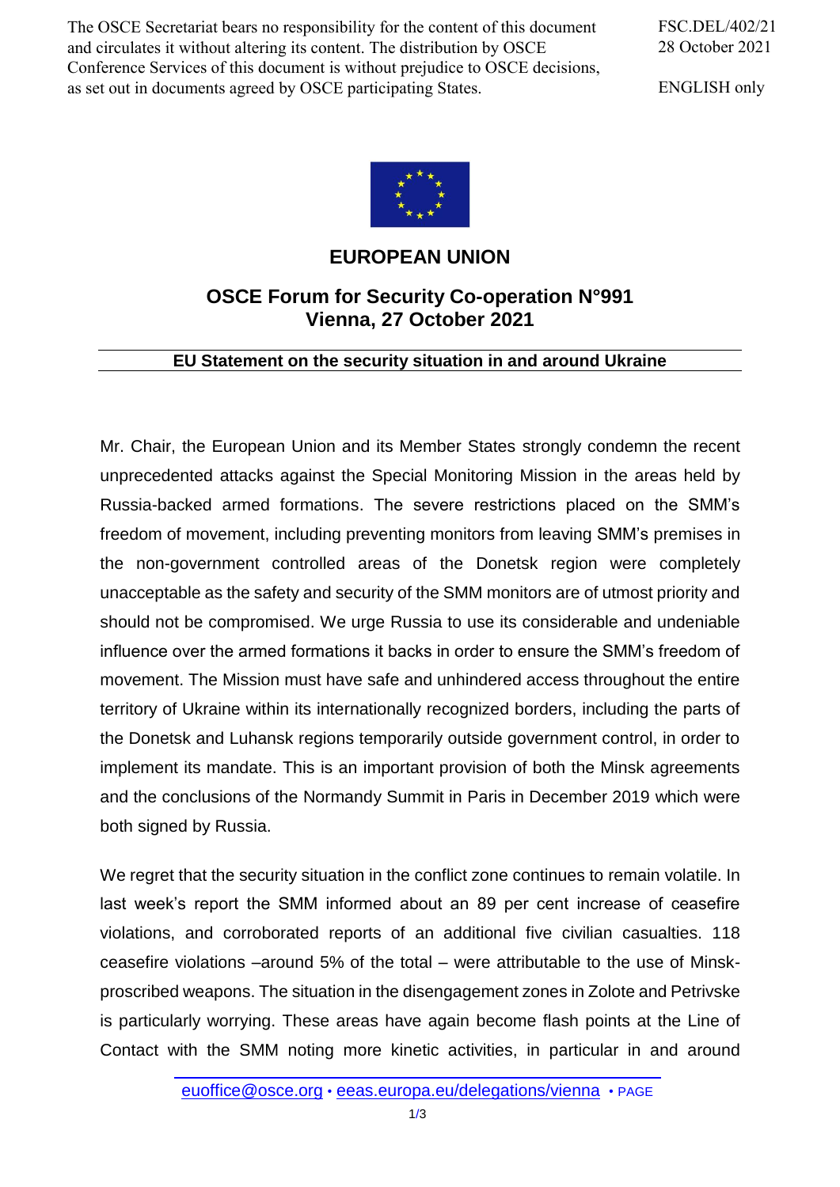The OSCE Secretariat bears no responsibility for the content of this document and circulates it without altering its content. The distribution by OSCE Conference Services of this document is without prejudice to OSCE decisions, as set out in documents agreed by OSCE participating States.

FSC.DEL/402/21
28 October 2021

ENGLISH only

# EUROPEAN UNION

## OSCE Forum for Security Co-operation N°991
## Vienna, 27 October 2021

### EU Statement on the security situation in and around Ukraine

Mr. Chair, the European Union and its Member States strongly condemn the recent unprecedented attacks against the Special Monitoring Mission in the areas held by Russia-backed armed formations. The severe restrictions placed on the SMM's freedom of movement, including preventing monitors from leaving SMM's premises in the non-government controlled areas of the Donetsk region were completely unacceptable as the safety and security of the SMM monitors are of utmost priority and should not be compromised. We urge Russia to use its considerable and undeniable influence over the armed formations it backs in order to ensure the SMM's freedom of movement. The Mission must have safe and unhindered access throughout the entire territory of Ukraine within its internationally recognized borders, including the parts of the Donetsk and Luhansk regions temporarily outside government control, in order to implement its mandate. This is an important provision of both the Minsk agreements and the conclusions of the Normandy Summit in Paris in December 2019 which were both signed by Russia.

We regret that the security situation in the conflict zone continues to remain volatile. In last week's report the SMM informed about an 89 per cent increase of ceasefire violations, and corroborated reports of an additional five civilian casualties. 118 ceasefire violations –around 5% of the total – were attributable to the use of Minsk-proscribed weapons. The situation in the disengagement zones in Zolote and Petrivske is particularly worrying. These areas have again become flash points at the Line of Contact with the SMM noting more kinetic activities, in particular in and around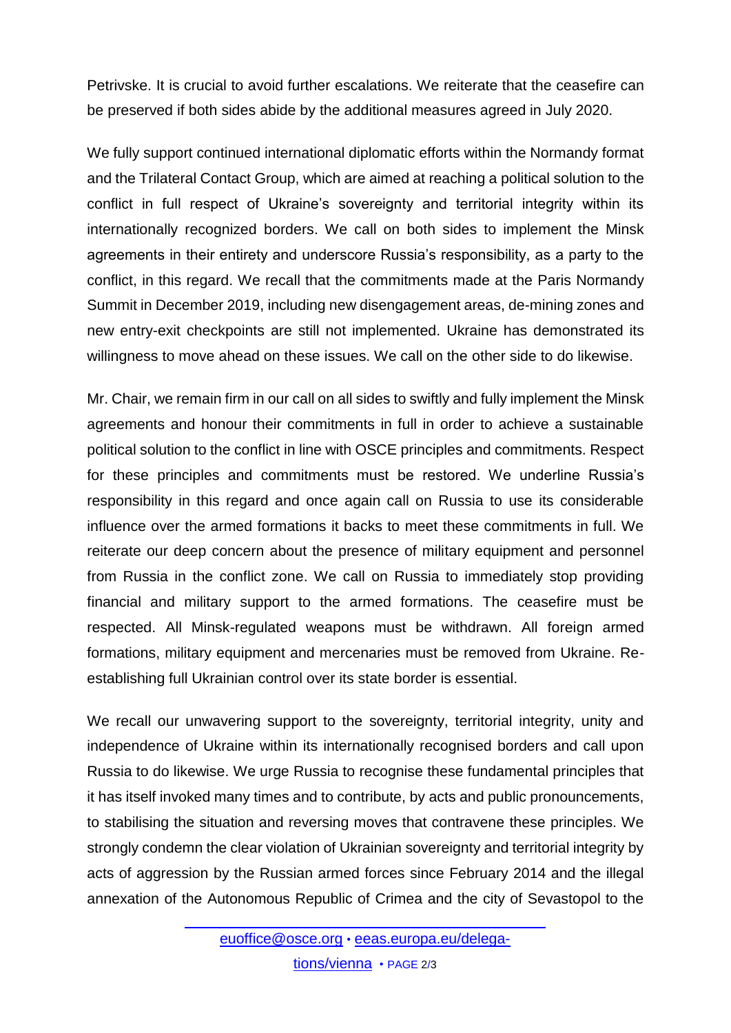Petrivske. It is crucial to avoid further escalations. We reiterate that the ceasefire can be preserved if both sides abide by the additional measures agreed in July 2020.

We fully support continued international diplomatic efforts within the Normandy format and the Trilateral Contact Group, which are aimed at reaching a political solution to the conflict in full respect of Ukraine's sovereignty and territorial integrity within its internationally recognized borders. We call on both sides to implement the Minsk agreements in their entirety and underscore Russia's responsibility, as a party to the conflict, in this regard. We recall that the commitments made at the Paris Normandy Summit in December 2019, including new disengagement areas, de-mining zones and new entry-exit checkpoints are still not implemented. Ukraine has demonstrated its willingness to move ahead on these issues. We call on the other side to do likewise.

Mr. Chair, we remain firm in our call on all sides to swiftly and fully implement the Minsk agreements and honour their commitments in full in order to achieve a sustainable political solution to the conflict in line with OSCE principles and commitments. Respect for these principles and commitments must be restored. We underline Russia's responsibility in this regard and once again call on Russia to use its considerable influence over the armed formations it backs to meet these commitments in full. We reiterate our deep concern about the presence of military equipment and personnel from Russia in the conflict zone. We call on Russia to immediately stop providing financial and military support to the armed formations. The ceasefire must be respected. All Minsk-regulated weapons must be withdrawn. All foreign armed formations, military equipment and mercenaries must be removed from Ukraine. Re-establishing full Ukrainian control over its state border is essential.

We recall our unwavering support to the sovereignty, territorial integrity, unity and independence of Ukraine within its internationally recognised borders and call upon Russia to do likewise. We urge Russia to recognise these fundamental principles that it has itself invoked many times and to contribute, by acts and public pronouncements, to stabilising the situation and reversing moves that contravene these principles. We strongly condemn the clear violation of Ukrainian sovereignty and territorial integrity by acts of aggression by the Russian armed forces since February 2014 and the illegal annexation of the Autonomous Republic of Crimea and the city of Sevastopol to the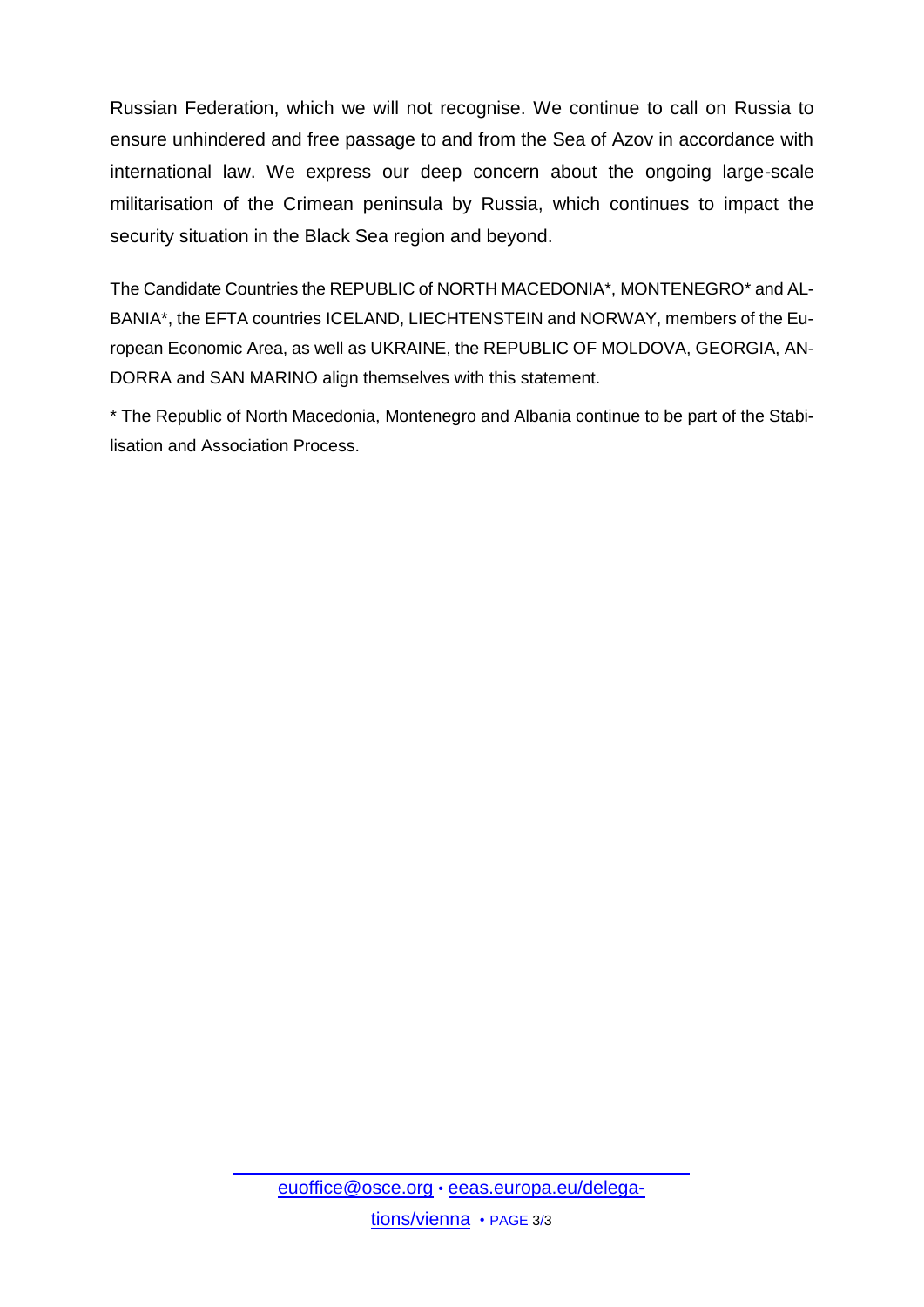Russian Federation, which we will not recognise. We continue to call on Russia to ensure unhindered and free passage to and from the Sea of Azov in accordance with international law. We express our deep concern about the ongoing large-scale militarisation of the Crimean peninsula by Russia, which continues to impact the security situation in the Black Sea region and beyond.

The Candidate Countries the REPUBLIC of NORTH MACEDONIA*, MONTENEGRO* and ALBANIA*, the EFTA countries ICELAND, LIECHTENSTEIN and NORWAY, members of the European Economic Area, as well as UKRAINE, the REPUBLIC OF MOLDOVA, GEORGIA, ANDORRA and SAN MARINO align themselves with this statement.

* The Republic of North Macedonia, Montenegro and Albania continue to be part of the Stabilisation and Association Process.